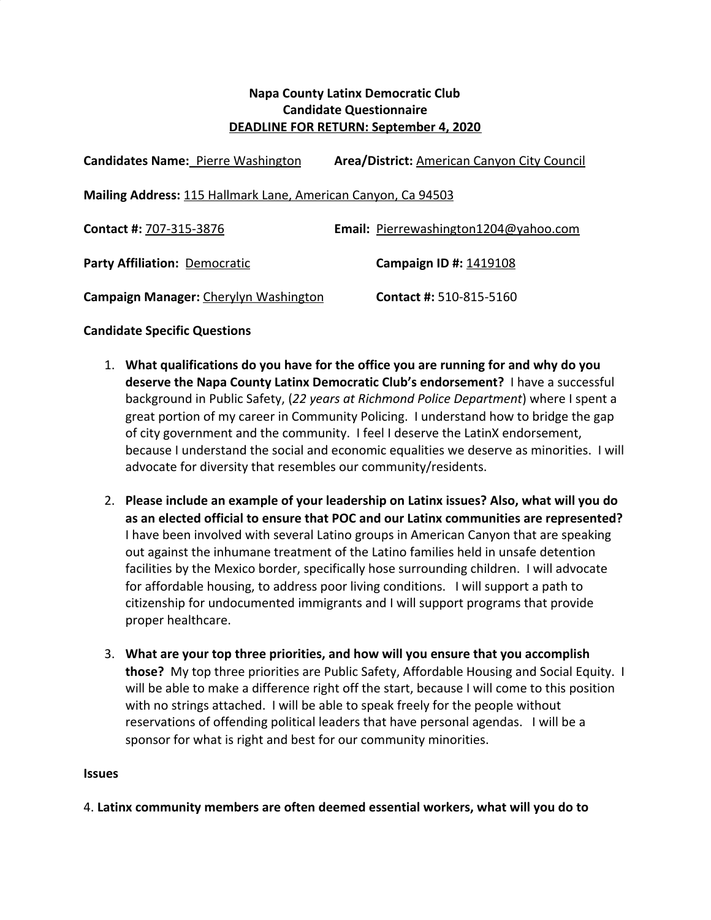**Napa County Latinx Democratic Club**
**Candidate Questionnaire**
**DEADLINE FOR RETURN: September 4, 2020**

**Candidates Name:** Pierre Washington **Area/District:** American Canyon City Council

**Mailing Address:** 115 Hallmark Lane, American Canyon, Ca 94503

**Contact #:** 707-315-3876 **Email:** Pierrewashington1204@yahoo.com

**Party Affiliation:** Democratic **Campaign ID #:** 1419108

**Campaign Manager:** Cherylyn Washington **Contact #:** 510-815-5160

**Candidate Specific Questions**

1. **What qualifications do you have for the office you are running for and why do you deserve the Napa County Latinx Democratic Club's endorsement?** I have a successful background in Public Safety, (*22 years at Richmond Police Department*) where I spent a great portion of my career in Community Policing. I understand how to bridge the gap of city government and the community. I feel I deserve the LatinX endorsement, because I understand the social and economic equalities we deserve as minorities. I will advocate for diversity that resembles our community/residents.

2. **Please include an example of your leadership on Latinx issues? Also, what will you do as an elected official to ensure that POC and our Latinx communities are represented?** I have been involved with several Latino groups in American Canyon that are speaking out against the inhumane treatment of the Latino families held in unsafe detention facilities by the Mexico border, specifically hose surrounding children. I will advocate for affordable housing, to address poor living conditions. I will support a path to citizenship for undocumented immigrants and I will support programs that provide proper healthcare.

3. **What are your top three priorities, and how will you ensure that you accomplish those?** My top three priorities are Public Safety, Affordable Housing and Social Equity. I will be able to make a difference right off the start, because I will come to this position with no strings attached. I will be able to speak freely for the people without reservations of offending political leaders that have personal agendas. I will be a sponsor for what is right and best for our community minorities.

**Issues**

4. **Latinx community members are often deemed essential workers, what will you do to**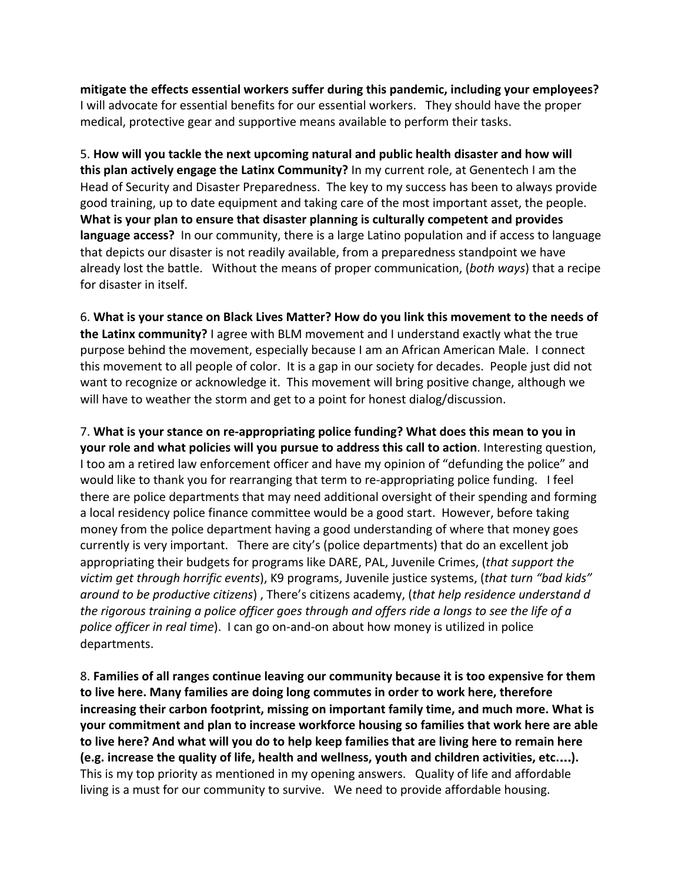**mitigate the effects essential workers suffer during this pandemic, including your employees?** I will advocate for essential benefits for our essential workers. They should have the proper medical, protective gear and supportive means available to perform their tasks.

5. **How will you tackle the next upcoming natural and public health disaster and how will this plan actively engage the Latinx Community?** In my current role, at Genentech I am the Head of Security and Disaster Preparedness. The key to my success has been to always provide good training, up to date equipment and taking care of the most important asset, the people. **What is your plan to ensure that disaster planning is culturally competent and provides language access?** In our community, there is a large Latino population and if access to language that depicts our disaster is not readily available, from a preparedness standpoint we have already lost the battle. Without the means of proper communication, (*both ways*) that a recipe for disaster in itself.

6. **What is your stance on Black Lives Matter? How do you link this movement to the needs of the Latinx community?** I agree with BLM movement and I understand exactly what the true purpose behind the movement, especially because I am an African American Male. I connect this movement to all people of color. It is a gap in our society for decades. People just did not want to recognize or acknowledge it. This movement will bring positive change, although we will have to weather the storm and get to a point for honest dialog/discussion.

7. **What is your stance on re-appropriating police funding? What does this mean to you in your role and what policies will you pursue to address this call to action**. Interesting question, I too am a retired law enforcement officer and have my opinion of "defunding the police" and would like to thank you for rearranging that term to re-appropriating police funding. I feel there are police departments that may need additional oversight of their spending and forming a local residency police finance committee would be a good start. However, before taking money from the police department having a good understanding of where that money goes currently is very important. There are city's (police departments) that do an excellent job appropriating their budgets for programs like DARE, PAL, Juvenile Crimes, (*that support the victim get through horrific events*), K9 programs, Juvenile justice systems, (*that turn "bad kids" around to be productive citizens*) , There's citizens academy, (*that help residence understand d the rigorous training a police officer goes through and offers ride a longs to see the life of a police officer in real time*). I can go on-and-on about how money is utilized in police departments.

8. **Families of all ranges continue leaving our community because it is too expensive for them to live here. Many families are doing long commutes in order to work here, therefore increasing their carbon footprint, missing on important family time, and much more. What is your commitment and plan to increase workforce housing so families that work here are able to live here? And what will you do to help keep families that are living here to remain here (e.g. increase the quality of life, health and wellness, youth and children activities, etc....).** This is my top priority as mentioned in my opening answers. Quality of life and affordable living is a must for our community to survive. We need to provide affordable housing.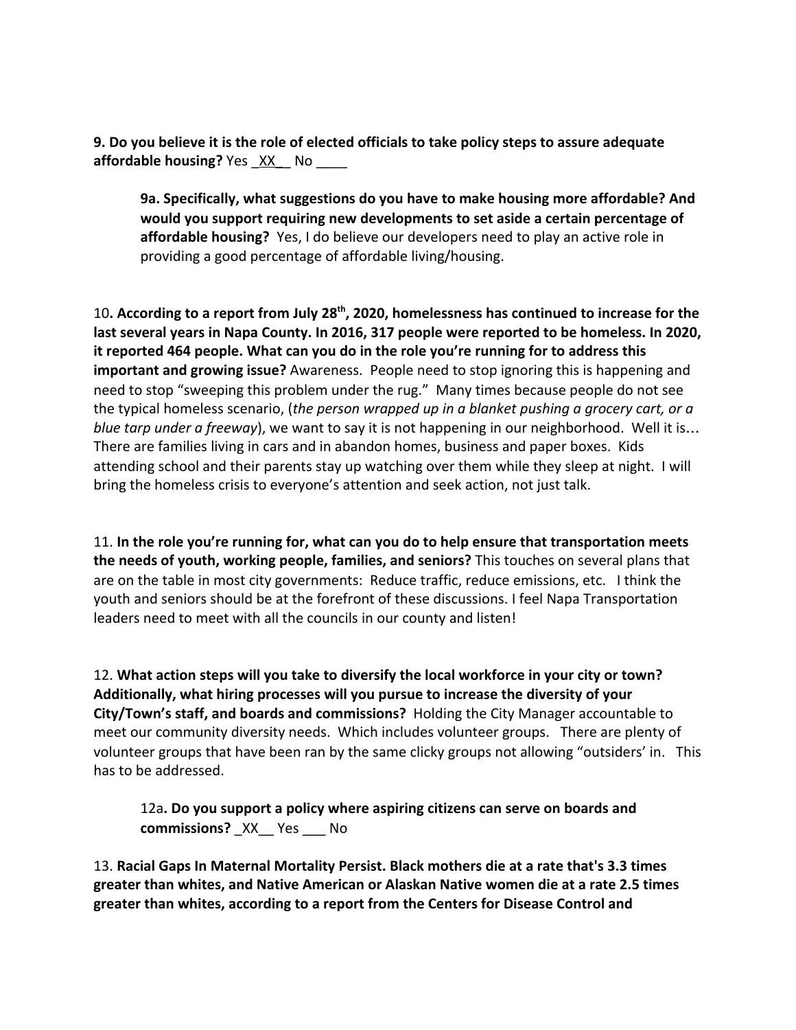**9. Do you believe it is the role of elected officials to take policy steps to assure adequate affordable housing?** Yes _XX__ No ____

> **9a. Specifically, what suggestions do you have to make housing more affordable? And would you support requiring new developments to set aside a certain percentage of affordable housing?** Yes, I do believe our developers need to play an active role in providing a good percentage of affordable living/housing.

10**. According to a report from July 28th, 2020, homelessness has continued to increase for the last several years in Napa County. In 2016, 317 people were reported to be homeless. In 2020, it reported 464 people. What can you do in the role you're running for to address this important and growing issue?** Awareness. People need to stop ignoring this is happening and need to stop "sweeping this problem under the rug." Many times because people do not see the typical homeless scenario, (*the person wrapped up in a blanket pushing a grocery cart, or a blue tarp under a freeway*), we want to say it is not happening in our neighborhood. Well it is… There are families living in cars and in abandon homes, business and paper boxes. Kids attending school and their parents stay up watching over them while they sleep at night. I will bring the homeless crisis to everyone's attention and seek action, not just talk.

11. **In the role you're running for, what can you do to help ensure that transportation meets the needs of youth, working people, families, and seniors?** This touches on several plans that are on the table in most city governments: Reduce traffic, reduce emissions, etc. I think the youth and seniors should be at the forefront of these discussions. I feel Napa Transportation leaders need to meet with all the councils in our county and listen!

12. **What action steps will you take to diversify the local workforce in your city or town? Additionally, what hiring processes will you pursue to increase the diversity of your City/Town's staff, and boards and commissions?** Holding the City Manager accountable to meet our community diversity needs. Which includes volunteer groups. There are plenty of volunteer groups that have been ran by the same clicky groups not allowing "outsiders' in. This has to be addressed.

> 12a**. Do you support a policy where aspiring citizens can serve on boards and commissions?** _XX__ Yes ___ No

13. **Racial Gaps In Maternal Mortality Persist. Black mothers die at a rate that's 3.3 times greater than whites, and Native American or Alaskan Native women die at a rate 2.5 times greater than whites, according to a report from the Centers for Disease Control and**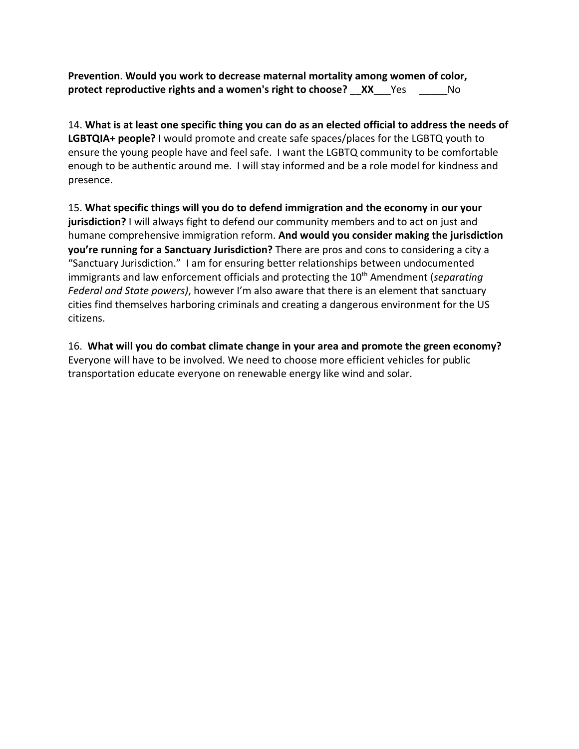**Prevention**. **Would you work to decrease maternal mortality among women of color, protect reproductive rights and a women's right to choose?** __**XX**___Yes _____No

14. **What is at least one specific thing you can do as an elected official to address the needs of LGBTQIA+ people?** I would promote and create safe spaces/places for the LGBTQ youth to ensure the young people have and feel safe. I want the LGBTQ community to be comfortable enough to be authentic around me. I will stay informed and be a role model for kindness and presence.

15. **What specific things will you do to defend immigration and the economy in our your jurisdiction?** I will always fight to defend our community members and to act on just and humane comprehensive immigration reform. **And would you consider making the jurisdiction you're running for a Sanctuary Jurisdiction?** There are pros and cons to considering a city a "Sanctuary Jurisdiction." I am for ensuring better relationships between undocumented immigrants and law enforcement officials and protecting the 10th Amendment (*separating Federal and State powers)*, however I'm also aware that there is an element that sanctuary cities find themselves harboring criminals and creating a dangerous environment for the US citizens.

16. **What will you do combat climate change in your area and promote the green economy?** Everyone will have to be involved. We need to choose more efficient vehicles for public transportation educate everyone on renewable energy like wind and solar.